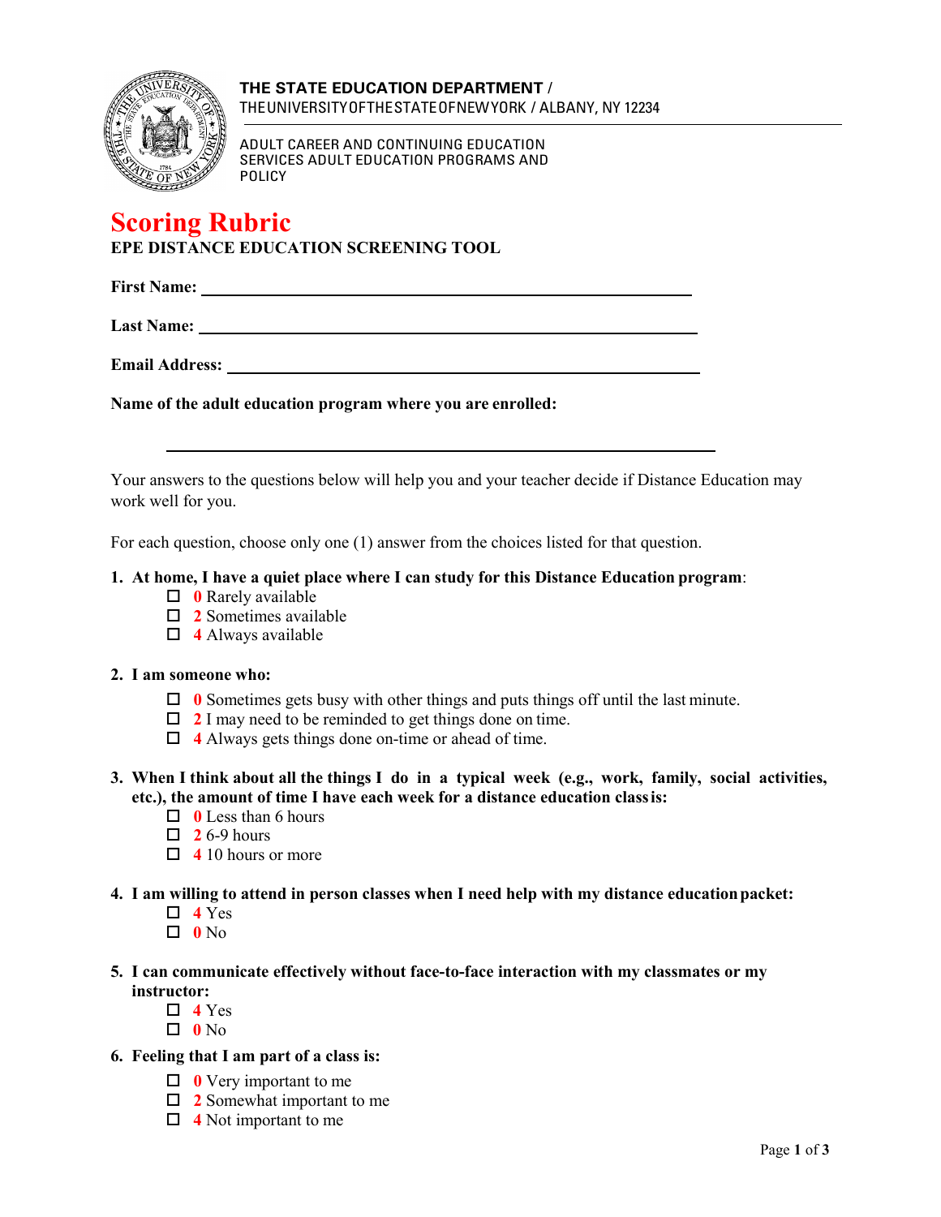**THE STATE EDUCATION DEPARTMENT /**
THE UNIVERSITY OF THE STATE OF NEW YORK / ALBANY, NY 12234

ADULT CAREER AND CONTINUING EDUCATION SERVICES ADULT EDUCATION PROGRAMS AND POLICY

# Scoring Rubric

## EPE DISTANCE EDUCATION SCREENING TOOL

**First Name:** \_\_\_\_\_\_\_\_\_\_\_\_\_\_\_\_\_\_\_\_\_\_\_\_\_\_\_\_\_\_\_\_\_\_\_\_\_\_\_\_

**Last Name:** \_\_\_\_\_\_\_\_\_\_\_\_\_\_\_\_\_\_\_\_\_\_\_\_\_\_\_\_\_\_\_\_\_\_\_\_\_\_\_\_

**Email Address:** \_\_\_\_\_\_\_\_\_\_\_\_\_\_\_\_\_\_\_\_\_\_\_\_\_\_\_\_\_\_\_\_\_\_\_\_\_\_\_\_

**Name of the adult education program where you are enrolled:**

\_\_\_\_\_\_\_\_\_\_\_\_\_\_\_\_\_\_\_\_\_\_\_\_\_\_\_\_\_\_\_\_\_\_\_\_\_\_\_\_

Your answers to the questions below will help you and your teacher decide if Distance Education may work well for you.

For each question, choose only one (1) answer from the choices listed for that question.

1. **At home, I have a quiet place where I can study for this Distance Education program**:
   - ☐ **0** Rarely available
   - ☐ **2** Sometimes available
   - ☐ **4** Always available

2. **I am someone who:**
   - ☐ **0** Sometimes gets busy with other things and puts things off until the last minute.
   - ☐ **2** I may need to be reminded to get things done on time.
   - ☐ **4** Always gets things done on-time or ahead of time.

3. **When I think about all the things I do in a typical week (e.g., work, family, social activities, etc.), the amount of time I have each week for a distance education class is:**
   - ☐ **0** Less than 6 hours
   - ☐ **2** 6-9 hours
   - ☐ **4** 10 hours or more

4. **I am willing to attend in person classes when I need help with my distance education packet:**
   - ☐ **4** Yes
   - ☐ **0** No

5. **I can communicate effectively without face-to-face interaction with my classmates or my instructor:**
   - ☐ **4** Yes
   - ☐ **0** No

6. **Feeling that I am part of a class is:**
   - ☐ **0** Very important to me
   - ☐ **2** Somewhat important to me
   - ☐ **4** Not important to me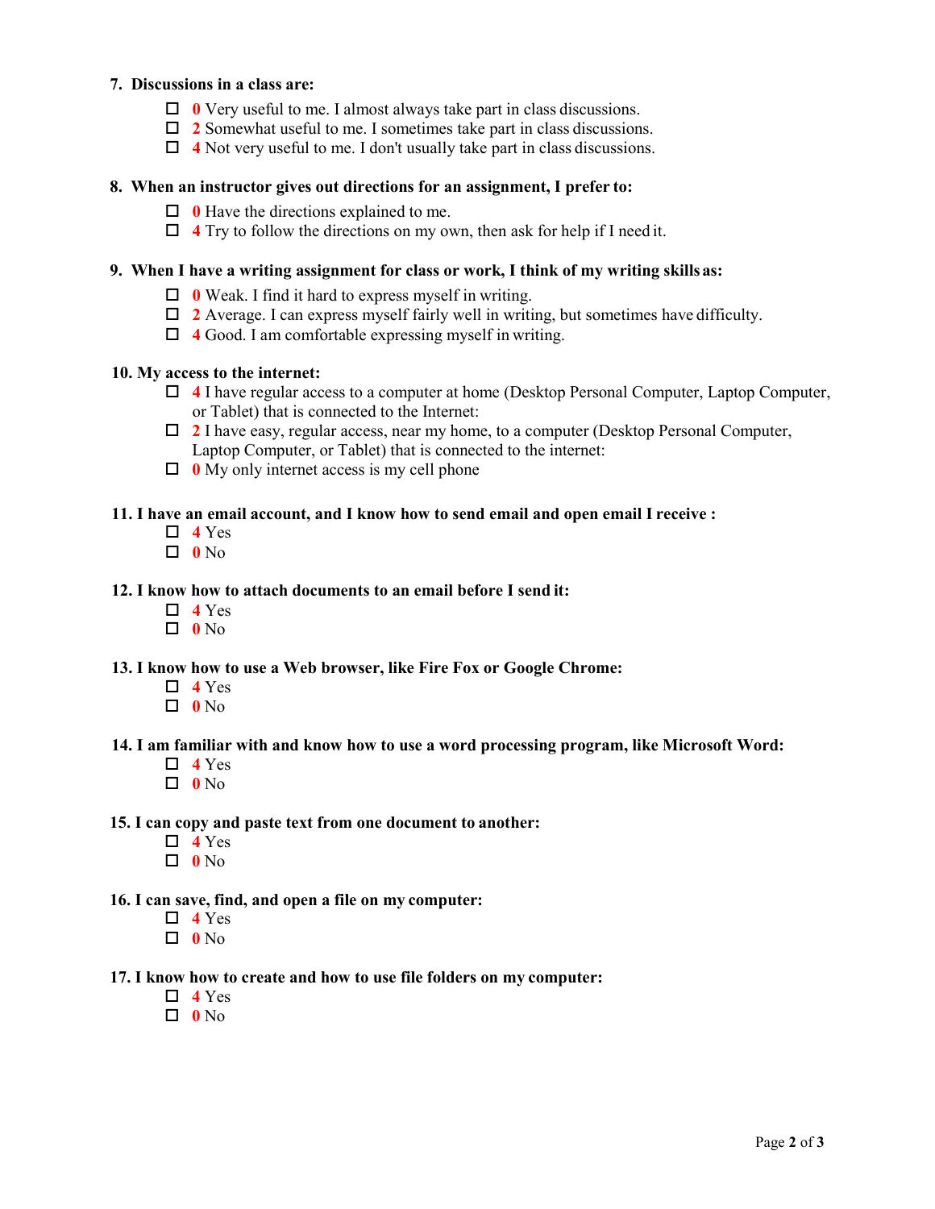**7. Discussions in a class are:**

- ☐ **0** Very useful to me. I almost always take part in class discussions.
- ☐ **2** Somewhat useful to me. I sometimes take part in class discussions.
- ☐ **4** Not very useful to me. I don't usually take part in class discussions.

**8. When an instructor gives out directions for an assignment, I prefer to:**

- ☐ **0** Have the directions explained to me.
- ☐ **4** Try to follow the directions on my own, then ask for help if I need it.

**9. When I have a writing assignment for class or work, I think of my writing skills as:**

- ☐ **0** Weak. I find it hard to express myself in writing.
- ☐ **2** Average. I can express myself fairly well in writing, but sometimes have difficulty.
- ☐ **4** Good. I am comfortable expressing myself in writing.

**10. My access to the internet:**

- ☐ **4** I have regular access to a computer at home (Desktop Personal Computer, Laptop Computer, or Tablet) that is connected to the Internet:
- ☐ **2** I have easy, regular access, near my home, to a computer (Desktop Personal Computer, Laptop Computer, or Tablet) that is connected to the internet:
- ☐ **0** My only internet access is my cell phone

**11. I have an email account, and I know how to send email and open email I receive :**

- ☐ **4** Yes
- ☐ **0** No

**12. I know how to attach documents to an email before I send it:**

- ☐ **4** Yes
- ☐ **0** No

**13. I know how to use a Web browser, like Fire Fox or Google Chrome:**

- ☐ **4** Yes
- ☐ **0** No

**14. I am familiar with and know how to use a word processing program, like Microsoft Word:**

- ☐ **4** Yes
- ☐ **0** No

**15. I can copy and paste text from one document to another:**

- ☐ **4** Yes
- ☐ **0** No

**16. I can save, find, and open a file on my computer:**

- ☐ **4** Yes
- ☐ **0** No

**17. I know how to create and how to use file folders on my computer:**

- ☐ **4** Yes
- ☐ **0** No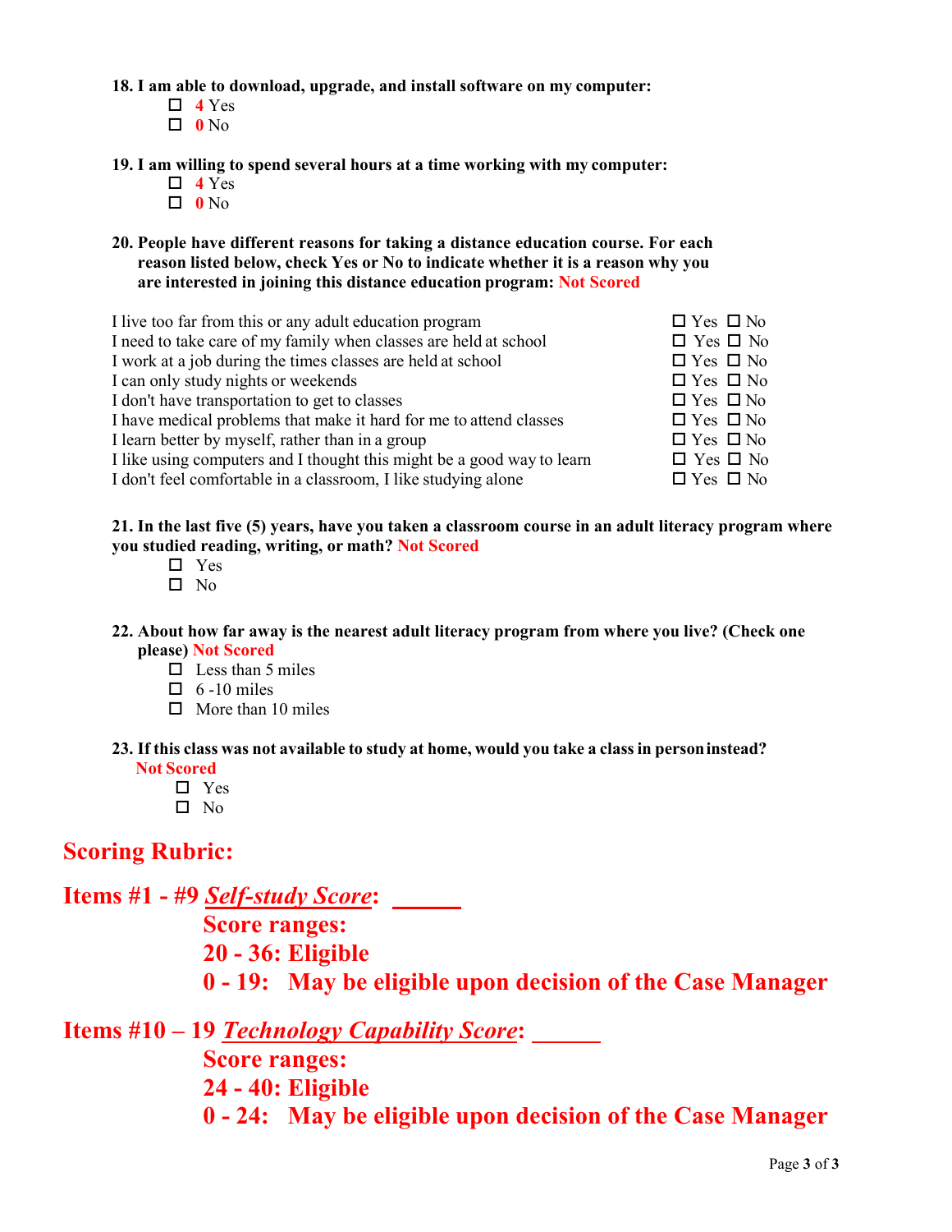**18. I am able to download, upgrade, and install software on my computer:**

- ☐ **4** Yes
- ☐ **0** No

**19. I am willing to spend several hours at a time working with my computer:**

- ☐ **4** Yes
- ☐ **0** No

**20. People have different reasons for taking a distance education course. For each reason listed below, check Yes or No to indicate whether it is a reason why you are interested in joining this distance education program:** **Not Scored**

| | |
|---|---|
| I live too far from this or any adult education program | ☐ Yes ☐ No |
| I need to take care of my family when classes are held at school | ☐ Yes ☐ No |
| I work at a job during the times classes are held at school | ☐ Yes ☐ No |
| I can only study nights or weekends | ☐ Yes ☐ No |
| I don't have transportation to get to classes | ☐ Yes ☐ No |
| I have medical problems that make it hard for me to attend classes | ☐ Yes ☐ No |
| I learn better by myself, rather than in a group | ☐ Yes ☐ No |
| I like using computers and I thought this might be a good way to learn | ☐ Yes ☐ No |
| I don't feel comfortable in a classroom, I like studying alone | ☐ Yes ☐ No |

**21. In the last five (5) years, have you taken a classroom course in an adult literacy program where you studied reading, writing, or math?** **Not Scored**

- ☐ Yes
- ☐ No

**22. About how far away is the nearest adult literacy program from where you live? (Check one please)** **Not Scored**

- ☐ Less than 5 miles
- ☐ 6 -10 miles
- ☐ More than 10 miles

**23. If this class was not available to study at home, would you take a class in person instead?** **Not Scored**

- ☐ Yes
- ☐ No

## Scoring Rubric:

### Items #1 - #9 ***Self-study Score***: ______

**Score ranges:**

**20 - 36: Eligible**

**0 - 19: May be eligible upon decision of the Case Manager**

### Items #10 – 19 ***Technology Capability Score***: ______

**Score ranges:**

**24 - 40: Eligible**

**0 - 24: May be eligible upon decision of the Case Manager**